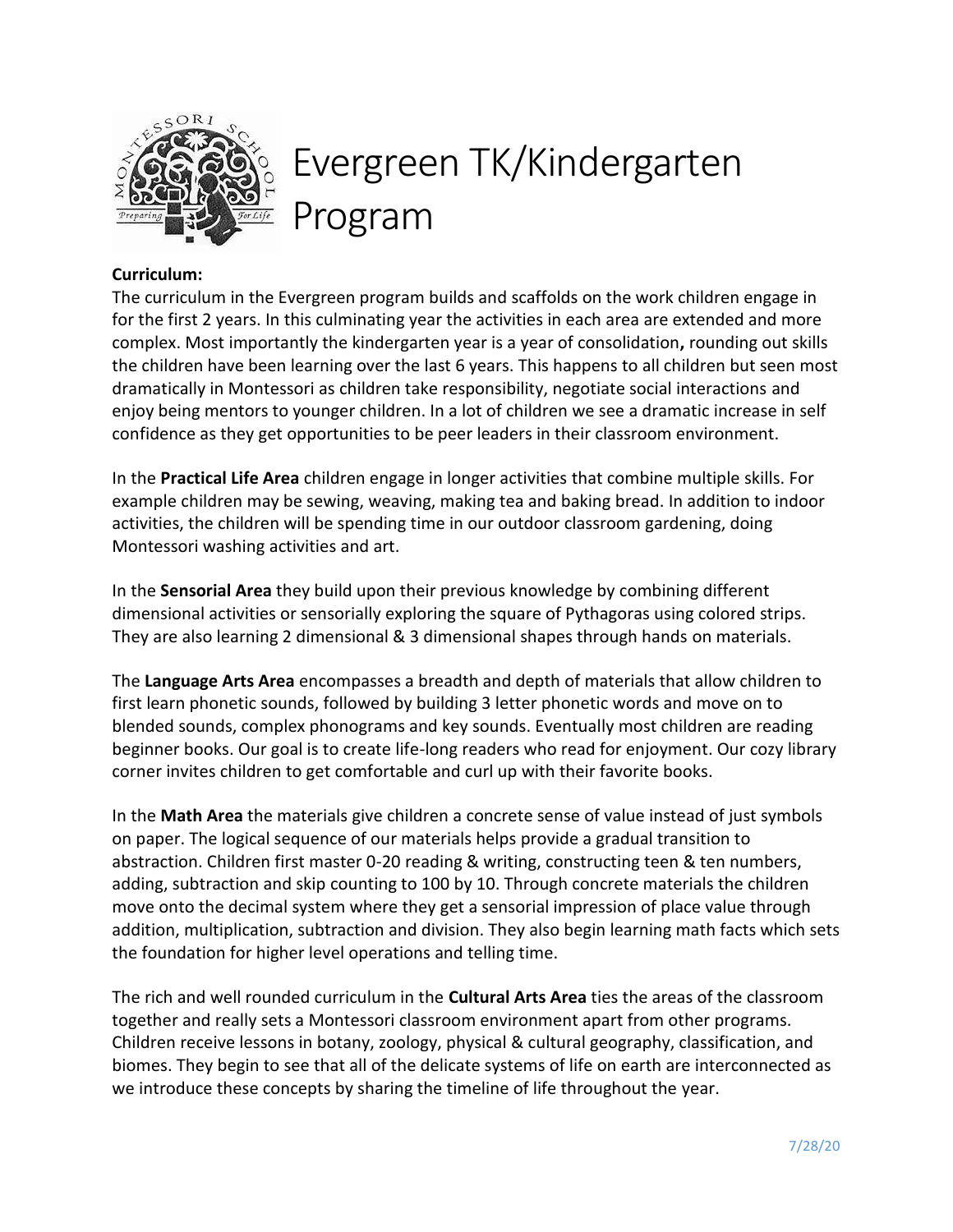# Evergreen TK/Kindergarten Program

**Curriculum:**

The curriculum in the Evergreen program builds and scaffolds on the work children engage in for the first 2 years. In this culminating year the activities in each area are extended and more complex. Most importantly the kindergarten year is a year of consolidation**,** rounding out skills the children have been learning over the last 6 years. This happens to all children but seen most dramatically in Montessori as children take responsibility, negotiate social interactions and enjoy being mentors to younger children. In a lot of children we see a dramatic increase in self confidence as they get opportunities to be peer leaders in their classroom environment.

In the **Practical Life Area** children engage in longer activities that combine multiple skills. For example children may be sewing, weaving, making tea and baking bread. In addition to indoor activities, the children will be spending time in our outdoor classroom gardening, doing Montessori washing activities and art.

In the **Sensorial Area** they build upon their previous knowledge by combining different dimensional activities or sensorially exploring the square of Pythagoras using colored strips. They are also learning 2 dimensional & 3 dimensional shapes through hands on materials.

The **Language Arts Area** encompasses a breadth and depth of materials that allow children to first learn phonetic sounds, followed by building 3 letter phonetic words and move on to blended sounds, complex phonograms and key sounds. Eventually most children are reading beginner books. Our goal is to create life-long readers who read for enjoyment. Our cozy library corner invites children to get comfortable and curl up with their favorite books.

In the **Math Area** the materials give children a concrete sense of value instead of just symbols on paper. The logical sequence of our materials helps provide a gradual transition to abstraction. Children first master 0-20 reading & writing, constructing teen & ten numbers, adding, subtraction and skip counting to 100 by 10. Through concrete materials the children move onto the decimal system where they get a sensorial impression of place value through addition, multiplication, subtraction and division. They also begin learning math facts which sets the foundation for higher level operations and telling time.

The rich and well rounded curriculum in the **Cultural Arts Area** ties the areas of the classroom together and really sets a Montessori classroom environment apart from other programs. Children receive lessons in botany, zoology, physical & cultural geography, classification, and biomes. They begin to see that all of the delicate systems of life on earth are interconnected as we introduce these concepts by sharing the timeline of life throughout the year.

7/28/20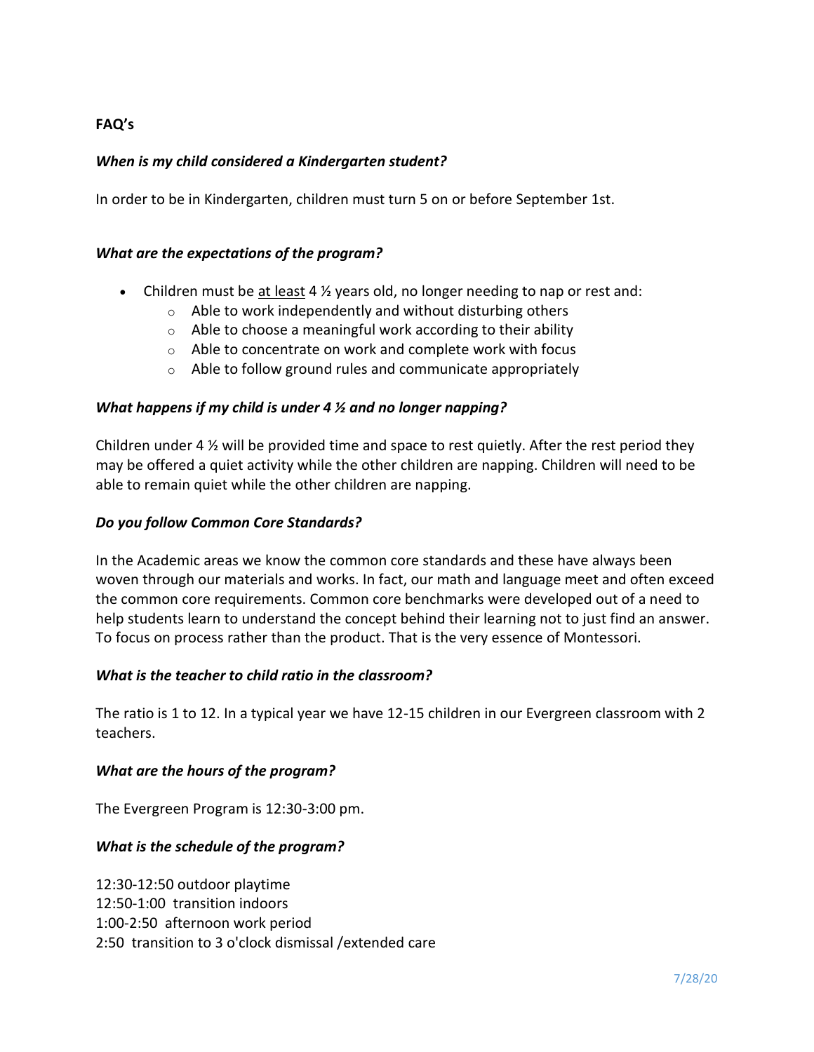**FAQ's**

***When is my child considered a Kindergarten student?***

In order to be in Kindergarten, children must turn 5 on or before September 1st.

***What are the expectations of the program?***

- Children must be at least 4 ½ years old, no longer needing to nap or rest and:
  - Able to work independently and without disturbing others
  - Able to choose a meaningful work according to their ability
  - Able to concentrate on work and complete work with focus
  - Able to follow ground rules and communicate appropriately

***What happens if my child is under 4 ½ and no longer napping?***

Children under 4 ½ will be provided time and space to rest quietly. After the rest period they may be offered a quiet activity while the other children are napping. Children will need to be able to remain quiet while the other children are napping.

***Do you follow Common Core Standards?***

In the Academic areas we know the common core standards and these have always been woven through our materials and works. In fact, our math and language meet and often exceed the common core requirements. Common core benchmarks were developed out of a need to help students learn to understand the concept behind their learning not to just find an answer. To focus on process rather than the product. That is the very essence of Montessori.

***What is the teacher to child ratio in the classroom?***

The ratio is 1 to 12. In a typical year we have 12-15 children in our Evergreen classroom with 2 teachers.

***What are the hours of the program?***

The Evergreen Program is 12:30-3:00 pm.

***What is the schedule of the program?***

12:30-12:50 outdoor playtime
12:50-1:00 transition indoors
1:00-2:50 afternoon work period
2:50 transition to 3 o'clock dismissal /extended care

7/28/20